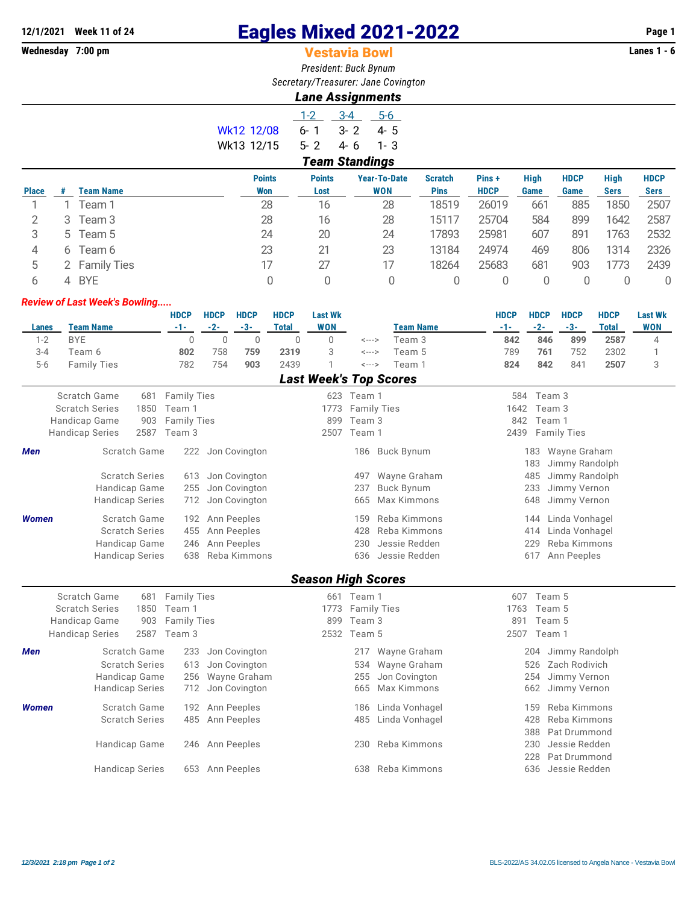12/1/2021 Week 11 of 24

# Eagles Mixed 2021-2022

Wednesday 7:00 pm

## Vestavia Bowl

Lanes 1 - 6

*President: Buck Bynum*

*Secretary/Treasurer: Jane Covington*

### *Lane Assignments*

| | 1-2 | 3-4 | 5-6 |
|---|---|---|---|
| Wk12 12/08 | 6- 1 | 3- 2 | 4- 5 |
| Wk13 12/15 | 5- 2 | 4- 6 | 1- 3 |

### *Team Standings*

| Place | # | Team Name | Points Won | Points Lost | Year-To-Date WON | Scratch Pins | Pins + HDCP | High Game | HDCP Game | High Sers | HDCP Sers |
|---|---|---|---|---|---|---|---|---|---|---|---|
| 1 | 1 | Team 1 | 28 | 16 | 28 | 18519 | 26019 | 661 | 885 | 1850 | 2507 |
| 2 | 3 | Team 3 | 28 | 16 | 28 | 15117 | 25704 | 584 | 899 | 1642 | 2587 |
| 3 | 5 | Team 5 | 24 | 20 | 24 | 17893 | 25981 | 607 | 891 | 1763 | 2532 |
| 4 | 6 | Team 6 | 23 | 21 | 23 | 13184 | 24974 | 469 | 806 | 1314 | 2326 |
| 5 | 2 | Family Ties | 17 | 27 | 17 | 18264 | 25683 | 681 | 903 | 1773 | 2439 |
| 6 | 4 | BYE | 0 | 0 | 0 | 0 | 0 | 0 | 0 | 0 | 0 |

***Review of Last Week's Bowling.....***

| Lanes | Team Name | HDCP -1- | HDCP -2- | HDCP -3- | HDCP Total | Last Wk WON | | Team Name | HDCP -1- | HDCP -2- | HDCP -3- | HDCP Total | Last Wk WON |
|---|---|---|---|---|---|---|---|---|---|---|---|---|---|
| 1-2 | BYE | 0 | 0 | 0 | 0 | 0 | <---> | Team 3 | **842** | **846** | **899** | **2587** | 4 |
| 3-4 | Team 6 | **802** | 758 | **759** | **2319** | 3 | <---> | Team 5 | 789 | **761** | 752 | 2302 | 1 |
| 5-6 | Family Ties | 782 | 754 | **903** | 2439 | 1 | <---> | Team 1 | **824** | **842** | 841 | **2507** | 3 |

### *Last Week's Top Scores*

| | | | | | | |
|---|---|---|---|---|---|---|
| Scratch Game | 681 | Family Ties | 623 | Team 1 | 584 | Team 3 |
| Scratch Series | 1850 | Team 1 | 1773 | Family Ties | 1642 | Team 3 |
| Handicap Game | 903 | Family Ties | 899 | Team 3 | 842 | Team 1 |
| Handicap Series | 2587 | Team 3 | 2507 | Team 1 | 2439 | Family Ties |

| | | | | | | | |
|---|---|---|---|---|---|---|---|
| ***Men*** | Scratch Game | 222 | Jon Covington | 186 | Buck Bynum | 183 | Wayne Graham |
| | | | | | | 183 | Jimmy Randolph |
| | Scratch Series | 613 | Jon Covington | 497 | Wayne Graham | 485 | Jimmy Randolph |
| | Handicap Game | 255 | Jon Covington | 237 | Buck Bynum | 233 | Jimmy Vernon |
| | Handicap Series | 712 | Jon Covington | 665 | Max Kimmons | 648 | Jimmy Vernon |
| ***Women*** | Scratch Game | 192 | Ann Peeples | 159 | Reba Kimmons | 144 | Linda Vonhagel |
| | Scratch Series | 455 | Ann Peeples | 428 | Reba Kimmons | 414 | Linda Vonhagel |
| | Handicap Game | 246 | Ann Peeples | 230 | Jessie Redden | 229 | Reba Kimmons |
| | Handicap Series | 638 | Reba Kimmons | 636 | Jessie Redden | 617 | Ann Peeples |

### *Season High Scores*

| | | | | | | |
|---|---|---|---|---|---|---|
| Scratch Game | 681 | Family Ties | 661 | Team 1 | 607 | Team 5 |
| Scratch Series | 1850 | Team 1 | 1773 | Family Ties | 1763 | Team 5 |
| Handicap Game | 903 | Family Ties | 899 | Team 3 | 891 | Team 5 |
| Handicap Series | 2587 | Team 3 | 2532 | Team 5 | 2507 | Team 1 |

| | | | | | | | |
|---|---|---|---|---|---|---|---|
| ***Men*** | Scratch Game | 233 | Jon Covington | 217 | Wayne Graham | 204 | Jimmy Randolph |
| | Scratch Series | 613 | Jon Covington | 534 | Wayne Graham | 526 | Zach Rodivich |
| | Handicap Game | 256 | Wayne Graham | 255 | Jon Covington | 254 | Jimmy Vernon |
| | Handicap Series | 712 | Jon Covington | 665 | Max Kimmons | 662 | Jimmy Vernon |
| ***Women*** | Scratch Game | 192 | Ann Peeples | 186 | Linda Vonhagel | 159 | Reba Kimmons |
| | Scratch Series | 485 | Ann Peeples | 485 | Linda Vonhagel | 428 | Reba Kimmons |
| | | | | | | 388 | Pat Drummond |
| | Handicap Game | 246 | Ann Peeples | 230 | Reba Kimmons | 230 | Jessie Redden |
| | | | | | | 228 | Pat Drummond |
| | Handicap Series | 653 | Ann Peeples | 638 | Reba Kimmons | 636 | Jessie Redden |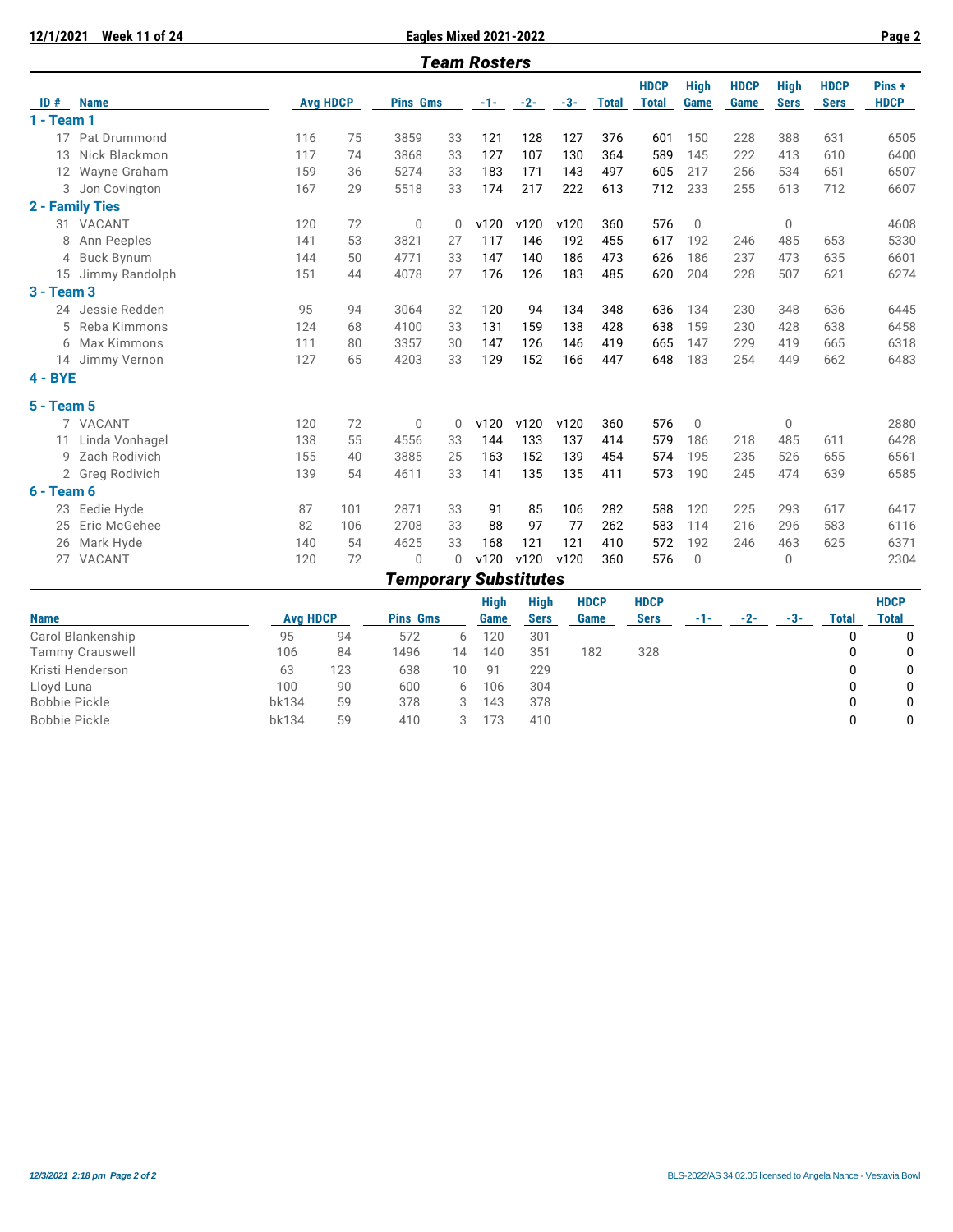## Team Rosters

| ID # | Name | Avg | HDCP | Pins | Gms | -1- | -2- | -3- | Total | HDCP Total | High Game | HDCP Game | High Sers | HDCP Sers | Pins + HDCP |
|---|---|---|---|---|---|---|---|---|---|---|---|---|---|---|---|
| **1 - Team 1** | | | | | | | | | | | | | | | |
| 17 | Pat Drummond | 116 | 75 | 3859 | 33 | 121 | 128 | 127 | 376 | 601 | 150 | 228 | 388 | 631 | 6505 |
| 13 | Nick Blackmon | 117 | 74 | 3868 | 33 | 127 | 107 | 130 | 364 | 589 | 145 | 222 | 413 | 610 | 6400 |
| 12 | Wayne Graham | 159 | 36 | 5274 | 33 | 183 | 171 | 143 | 497 | 605 | 217 | 256 | 534 | 651 | 6507 |
| 3 | Jon Covington | 167 | 29 | 5518 | 33 | 174 | 217 | 222 | 613 | 712 | 233 | 255 | 613 | 712 | 6607 |
| **2 - Family Ties** | | | | | | | | | | | | | | | |
| 31 | VACANT | 120 | 72 | 0 | 0 | v120 | v120 | v120 | 360 | 576 | 0 | | 0 | | 4608 |
| 8 | Ann Peeples | 141 | 53 | 3821 | 27 | 117 | 146 | 192 | 455 | 617 | 192 | 246 | 485 | 653 | 5330 |
| 4 | Buck Bynum | 144 | 50 | 4771 | 33 | 147 | 140 | 186 | 473 | 626 | 186 | 237 | 473 | 635 | 6601 |
| 15 | Jimmy Randolph | 151 | 44 | 4078 | 27 | 176 | 126 | 183 | 485 | 620 | 204 | 228 | 507 | 621 | 6274 |
| **3 - Team 3** | | | | | | | | | | | | | | | |
| 24 | Jessie Redden | 95 | 94 | 3064 | 32 | 120 | 94 | 134 | 348 | 636 | 134 | 230 | 348 | 636 | 6445 |
| 5 | Reba Kimmons | 124 | 68 | 4100 | 33 | 131 | 159 | 138 | 428 | 638 | 159 | 230 | 428 | 638 | 6458 |
| 6 | Max Kimmons | 111 | 80 | 3357 | 30 | 147 | 126 | 146 | 419 | 665 | 147 | 229 | 419 | 665 | 6318 |
| 14 | Jimmy Vernon | 127 | 65 | 4203 | 33 | 129 | 152 | 166 | 447 | 648 | 183 | 254 | 449 | 662 | 6483 |
| **4 - BYE** | | | | | | | | | | | | | | | |
| **5 - Team 5** | | | | | | | | | | | | | | | |
| 7 | VACANT | 120 | 72 | 0 | 0 | v120 | v120 | v120 | 360 | 576 | 0 | | 0 | | 2880 |
| 11 | Linda Vonhagel | 138 | 55 | 4556 | 33 | 144 | 133 | 137 | 414 | 579 | 186 | 218 | 485 | 611 | 6428 |
| 9 | Zach Rodivich | 155 | 40 | 3885 | 25 | 163 | 152 | 139 | 454 | 574 | 195 | 235 | 526 | 655 | 6561 |
| 2 | Greg Rodivich | 139 | 54 | 4611 | 33 | 141 | 135 | 135 | 411 | 573 | 190 | 245 | 474 | 639 | 6585 |
| **6 - Team 6** | | | | | | | | | | | | | | | |
| 23 | Eedie Hyde | 87 | 101 | 2871 | 33 | 91 | 85 | 106 | 282 | 588 | 120 | 225 | 293 | 617 | 6417 |
| 25 | Eric McGehee | 82 | 106 | 2708 | 33 | 88 | 97 | 77 | 262 | 583 | 114 | 216 | 296 | 583 | 6116 |
| 26 | Mark Hyde | 140 | 54 | 4625 | 33 | 168 | 121 | 121 | 410 | 572 | 192 | 246 | 463 | 625 | 6371 |
| 27 | VACANT | 120 | 72 | 0 | 0 | v120 | v120 | v120 | 360 | 576 | 0 | | 0 | | 2304 |

## Temporary Substitutes

| Name | Avg | HDCP | Pins | Gms | High Game | High Sers | HDCP Game | HDCP Sers | -1- | -2- | -3- | Total | HDCP Total |
|---|---|---|---|---|---|---|---|---|---|---|---|---|---|
| Carol Blankenship | 95 | 94 | 572 | 6 | 120 | 301 | | | | | | 0 | 0 |
| Tammy Crauswell | 106 | 84 | 1496 | 14 | 140 | 351 | 182 | 328 | | | | 0 | 0 |
| Kristi Henderson | 63 | 123 | 638 | 10 | 91 | 229 | | | | | | 0 | 0 |
| Lloyd Luna | 100 | 90 | 600 | 6 | 106 | 304 | | | | | | 0 | 0 |
| Bobbie Pickle | bk134 | 59 | 378 | 3 | 143 | 378 | | | | | | 0 | 0 |
| Bobbie Pickle | bk134 | 59 | 410 | 3 | 173 | 410 | | | | | | 0 | 0 |